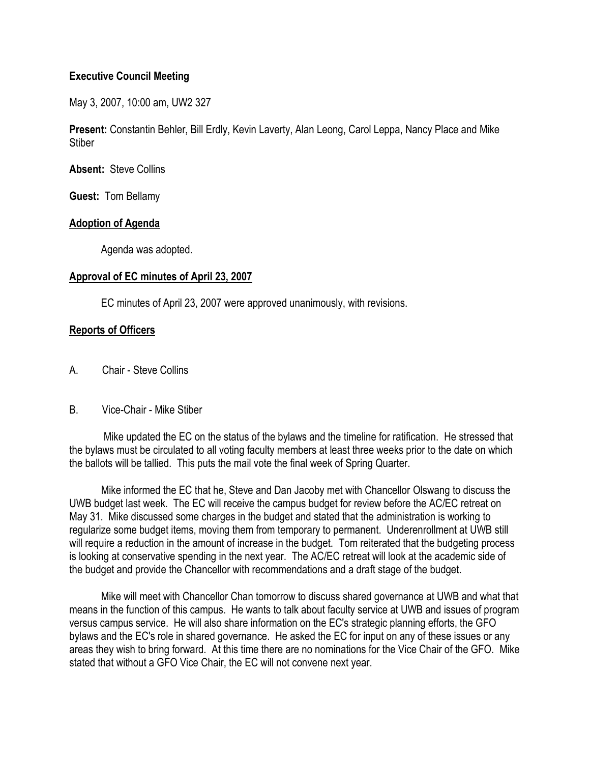**Executive Council Meeting**

May 3, 2007, 10:00 am, UW2 327

**Present:** Constantin Behler, Bill Erdly, Kevin Laverty, Alan Leong, Carol Leppa, Nancy Place and Mike Stiber

**Absent:** Steve Collins

**Guest:** Tom Bellamy

**Adoption of Agenda**

Agenda was adopted.

**Approval of EC minutes of April 23, 2007**

EC minutes of April 23, 2007 were approved unanimously, with revisions.

**Reports of Officers**

A. Chair - Steve Collins

B. Vice-Chair - Mike Stiber

Mike updated the EC on the status of the bylaws and the timeline for ratification. He stressed that the bylaws must be circulated to all voting faculty members at least three weeks prior to the date on which the ballots will be tallied. This puts the mail vote the final week of Spring Quarter.

Mike informed the EC that he, Steve and Dan Jacoby met with Chancellor Olswang to discuss the UWB budget last week. The EC will receive the campus budget for review before the AC/EC retreat on May 31. Mike discussed some charges in the budget and stated that the administration is working to regularize some budget items, moving them from temporary to permanent. Underenrollment at UWB still will require a reduction in the amount of increase in the budget. Tom reiterated that the budgeting process is looking at conservative spending in the next year. The AC/EC retreat will look at the academic side of the budget and provide the Chancellor with recommendations and a draft stage of the budget.

Mike will meet with Chancellor Chan tomorrow to discuss shared governance at UWB and what that means in the function of this campus. He wants to talk about faculty service at UWB and issues of program versus campus service. He will also share information on the EC's strategic planning efforts, the GFO bylaws and the EC's role in shared governance. He asked the EC for input on any of these issues or any areas they wish to bring forward. At this time there are no nominations for the Vice Chair of the GFO. Mike stated that without a GFO Vice Chair, the EC will not convene next year.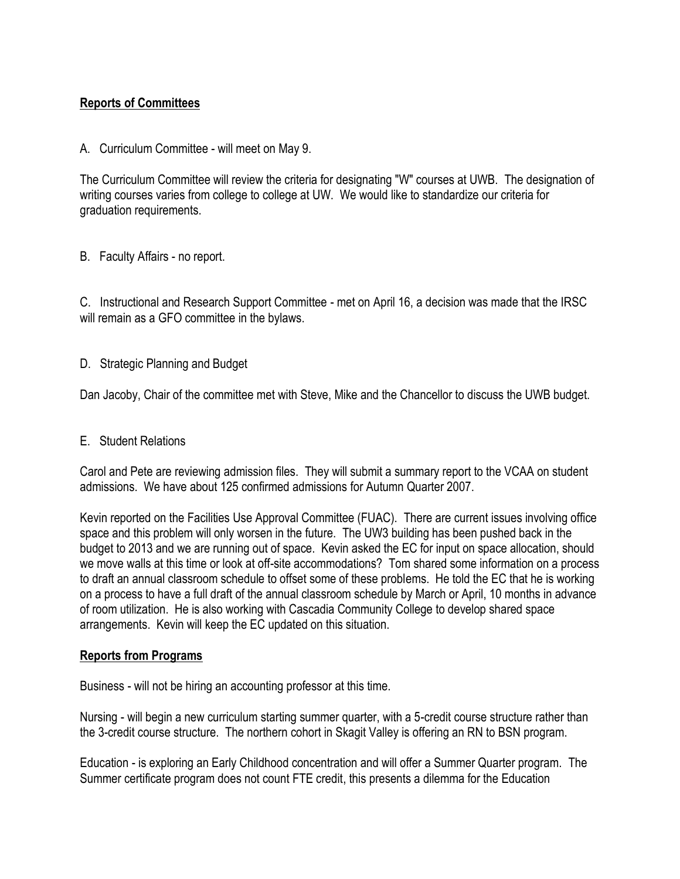**Reports of Committees**

A. Curriculum Committee - will meet on May 9.

The Curriculum Committee will review the criteria for designating "W" courses at UWB. The designation of writing courses varies from college to college at UW. We would like to standardize our criteria for graduation requirements.

B. Faculty Affairs - no report.

C. Instructional and Research Support Committee - met on April 16, a decision was made that the IRSC will remain as a GFO committee in the bylaws.

D. Strategic Planning and Budget

Dan Jacoby, Chair of the committee met with Steve, Mike and the Chancellor to discuss the UWB budget.

E. Student Relations

Carol and Pete are reviewing admission files. They will submit a summary report to the VCAA on student admissions. We have about 125 confirmed admissions for Autumn Quarter 2007.

Kevin reported on the Facilities Use Approval Committee (FUAC). There are current issues involving office space and this problem will only worsen in the future. The UW3 building has been pushed back in the budget to 2013 and we are running out of space. Kevin asked the EC for input on space allocation, should we move walls at this time or look at off-site accommodations? Tom shared some information on a process to draft an annual classroom schedule to offset some of these problems. He told the EC that he is working on a process to have a full draft of the annual classroom schedule by March or April, 10 months in advance of room utilization. He is also working with Cascadia Community College to develop shared space arrangements. Kevin will keep the EC updated on this situation.

**Reports from Programs**

Business - will not be hiring an accounting professor at this time.

Nursing - will begin a new curriculum starting summer quarter, with a 5-credit course structure rather than the 3-credit course structure. The northern cohort in Skagit Valley is offering an RN to BSN program.

Education - is exploring an Early Childhood concentration and will offer a Summer Quarter program. The Summer certificate program does not count FTE credit, this presents a dilemma for the Education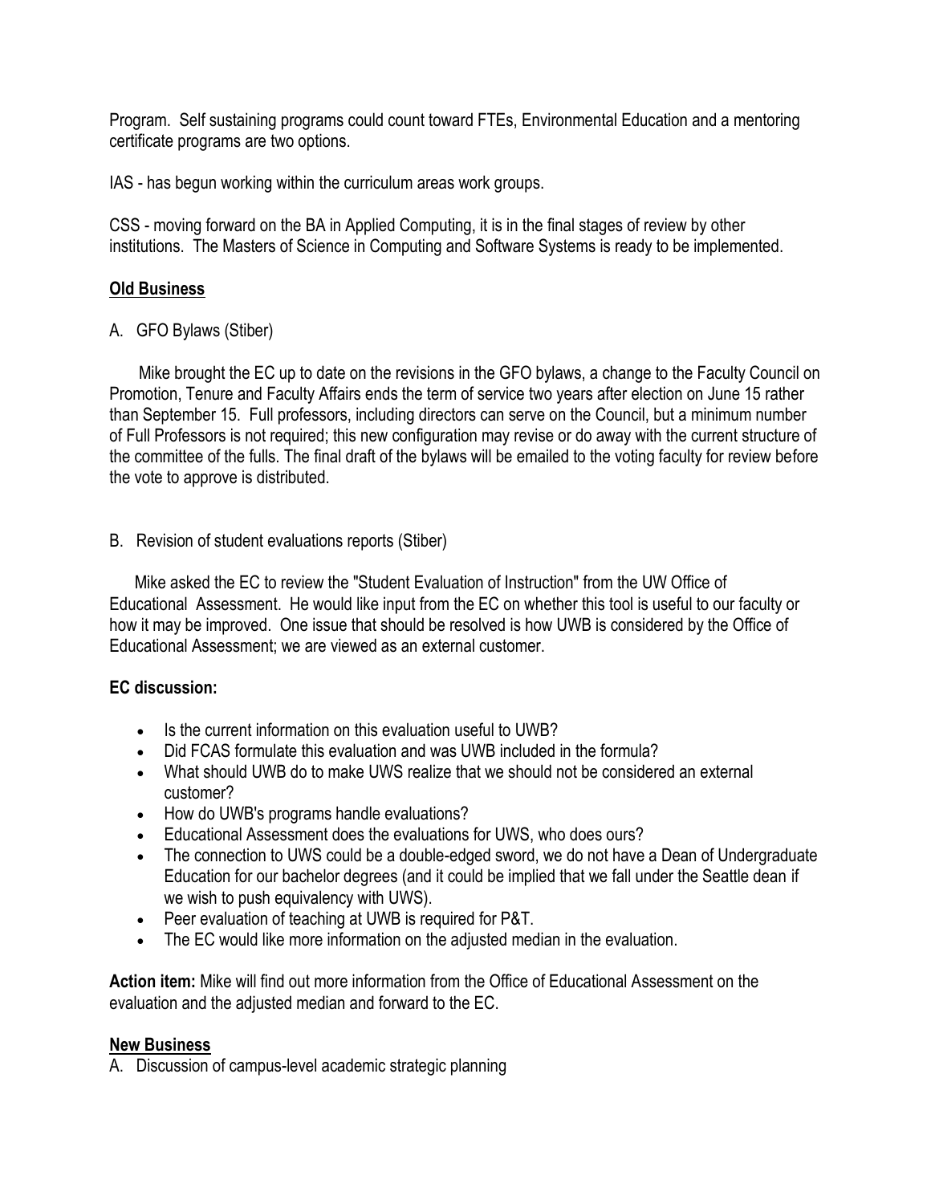Program. Self sustaining programs could count toward FTEs, Environmental Education and a mentoring certificate programs are two options.

IAS - has begun working within the curriculum areas work groups.

CSS - moving forward on the BA in Applied Computing, it is in the final stages of review by other institutions. The Masters of Science in Computing and Software Systems is ready to be implemented.

## **Old Business**

A. GFO Bylaws (Stiber)

Mike brought the EC up to date on the revisions in the GFO bylaws, a change to the Faculty Council on Promotion, Tenure and Faculty Affairs ends the term of service two years after election on June 15 rather than September 15. Full professors, including directors can serve on the Council, but a minimum number of Full Professors is not required; this new configuration may revise or do away with the current structure of the committee of the fulls. The final draft of the bylaws will be emailed to the voting faculty for review before the vote to approve is distributed.

B. Revision of student evaluations reports (Stiber)

Mike asked the EC to review the "Student Evaluation of Instruction" from the UW Office of Educational Assessment. He would like input from the EC on whether this tool is useful to our faculty or how it may be improved. One issue that should be resolved is how UWB is considered by the Office of Educational Assessment; we are viewed as an external customer.

**EC discussion:**

- Is the current information on this evaluation useful to UWB?
- Did FCAS formulate this evaluation and was UWB included in the formula?
- What should UWB do to make UWS realize that we should not be considered an external customer?
- How do UWB's programs handle evaluations?
- Educational Assessment does the evaluations for UWS, who does ours?
- The connection to UWS could be a double-edged sword, we do not have a Dean of Undergraduate Education for our bachelor degrees (and it could be implied that we fall under the Seattle dean if we wish to push equivalency with UWS).
- Peer evaluation of teaching at UWB is required for P&T.
- The EC would like more information on the adjusted median in the evaluation.

**Action item:** Mike will find out more information from the Office of Educational Assessment on the evaluation and the adjusted median and forward to the EC.

## **New Business**

A. Discussion of campus-level academic strategic planning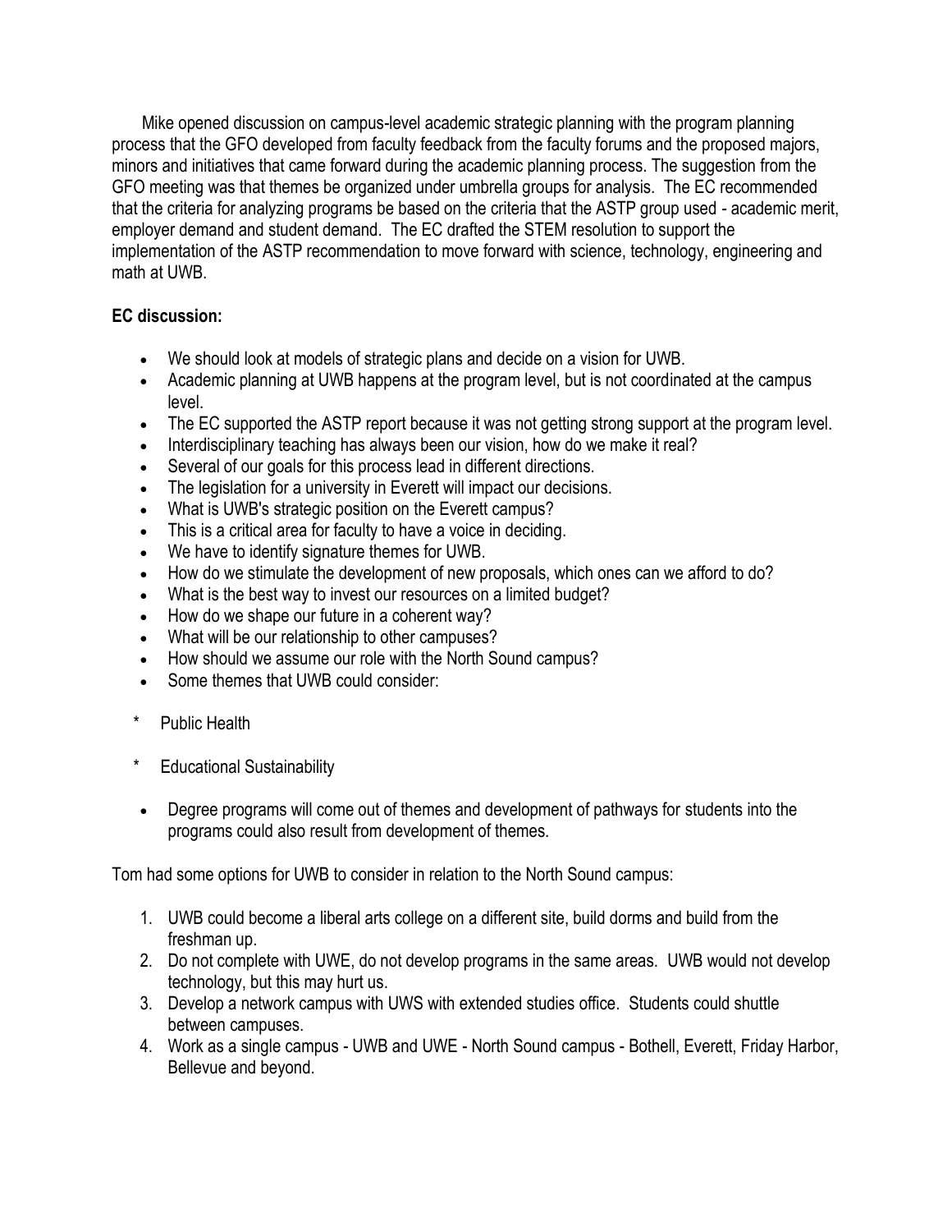Mike opened discussion on campus-level academic strategic planning with the program planning process that the GFO developed from faculty feedback from the faculty forums and the proposed majors, minors and initiatives that came forward during the academic planning process. The suggestion from the GFO meeting was that themes be organized under umbrella groups for analysis. The EC recommended that the criteria for analyzing programs be based on the criteria that the ASTP group used - academic merit, employer demand and student demand. The EC drafted the STEM resolution to support the implementation of the ASTP recommendation to move forward with science, technology, engineering and math at UWB.

**EC discussion:**

- We should look at models of strategic plans and decide on a vision for UWB.
- Academic planning at UWB happens at the program level, but is not coordinated at the campus level.
- The EC supported the ASTP report because it was not getting strong support at the program level.
- Interdisciplinary teaching has always been our vision, how do we make it real?
- Several of our goals for this process lead in different directions.
- The legislation for a university in Everett will impact our decisions.
- What is UWB's strategic position on the Everett campus?
- This is a critical area for faculty to have a voice in deciding.
- We have to identify signature themes for UWB.
- How do we stimulate the development of new proposals, which ones can we afford to do?
- What is the best way to invest our resources on a limited budget?
- How do we shape our future in a coherent way?
- What will be our relationship to other campuses?
- How should we assume our role with the North Sound campus?
- Some themes that UWB could consider:

  * Public Health
  * Educational Sustainability

- Degree programs will come out of themes and development of pathways for students into the programs could also result from development of themes.

Tom had some options for UWB to consider in relation to the North Sound campus:

1. UWB could become a liberal arts college on a different site, build dorms and build from the freshman up.
2. Do not complete with UWE, do not develop programs in the same areas. UWB would not develop technology, but this may hurt us.
3. Develop a network campus with UWS with extended studies office. Students could shuttle between campuses.
4. Work as a single campus - UWB and UWE - North Sound campus - Bothell, Everett, Friday Harbor, Bellevue and beyond.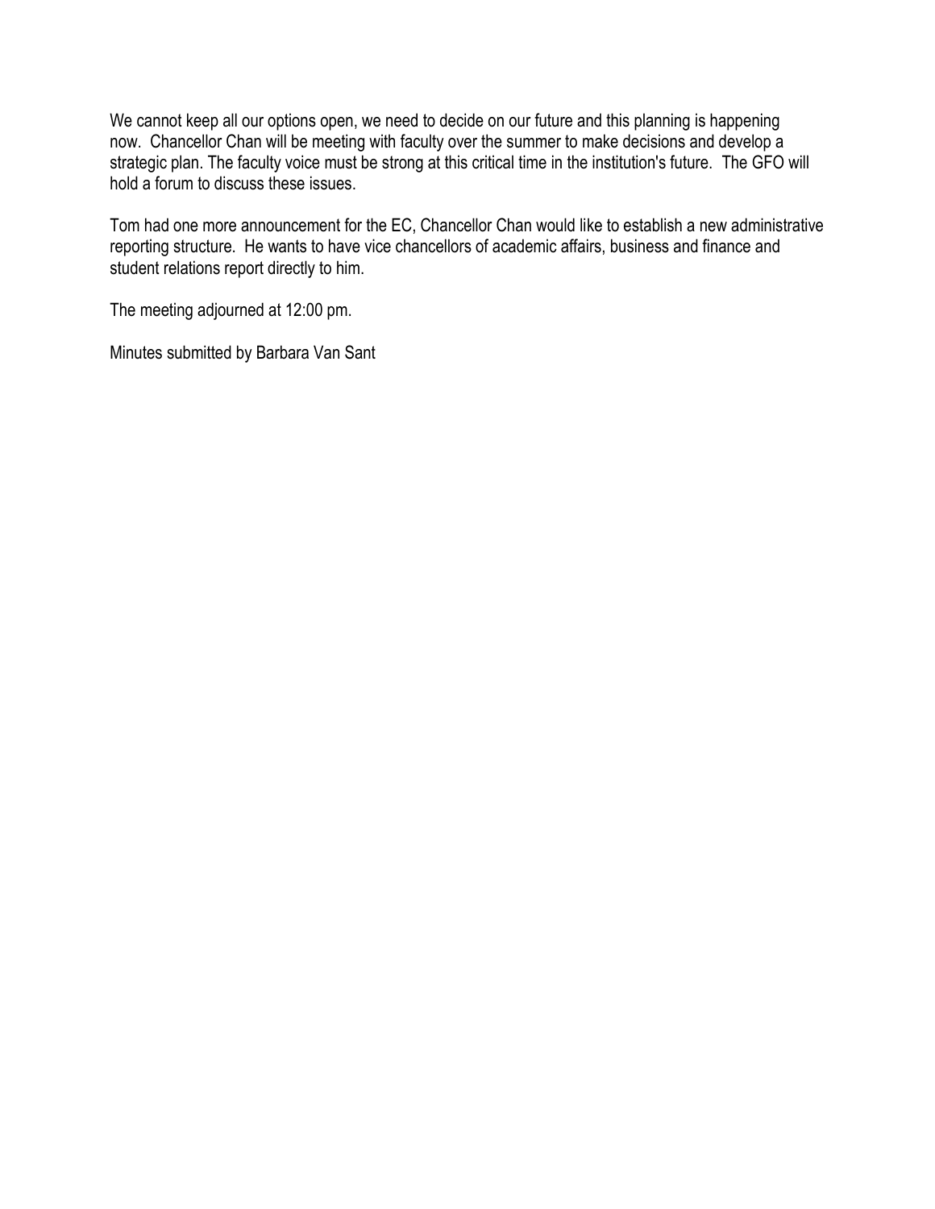We cannot keep all our options open, we need to decide on our future and this planning is happening now. Chancellor Chan will be meeting with faculty over the summer to make decisions and develop a strategic plan. The faculty voice must be strong at this critical time in the institution's future. The GFO will hold a forum to discuss these issues.

Tom had one more announcement for the EC, Chancellor Chan would like to establish a new administrative reporting structure. He wants to have vice chancellors of academic affairs, business and finance and student relations report directly to him.

The meeting adjourned at 12:00 pm.

Minutes submitted by Barbara Van Sant